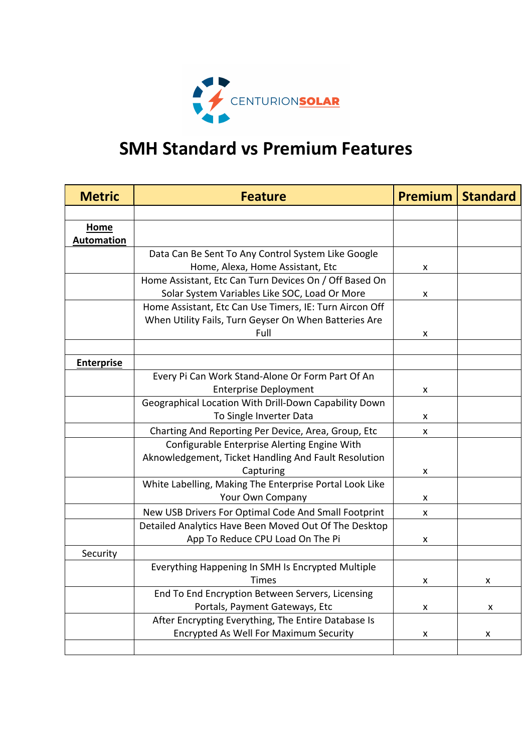CENTURIONSOLAR

# SMH Standard vs Premium Features

| Metric | Feature | Premium | Standard |
|---|---|---|---|
| | | | |
| **Home Automation** | | | |
| | Data Can Be Sent To Any Control System Like Google Home, Alexa, Home Assistant, Etc | x | |
| | Home Assistant, Etc Can Turn Devices On / Off Based On Solar System Variables Like SOC, Load Or More | x | |
| | Home Assistant, Etc Can Use Timers, IE: Turn Aircon Off When Utility Fails, Turn Geyser On When Batteries Are Full | x | |
| | | | |
| **Enterprise** | | | |
| | Every Pi Can Work Stand-Alone Or Form Part Of An Enterprise Deployment | x | |
| | Geographical Location With Drill-Down Capability Down To Single Inverter Data | x | |
| | Charting And Reporting Per Device, Area, Group, Etc | x | |
| | Configurable Enterprise Alerting Engine With Aknowledgement, Ticket Handling And Fault Resolution Capturing | x | |
| | White Labelling, Making The Enterprise Portal Look Like Your Own Company | x | |
| | New USB Drivers For Optimal Code And Small Footprint | x | |
| | Detailed Analytics Have Been Moved Out Of The Desktop App To Reduce CPU Load On The Pi | x | |
| Security | | | |
| | Everything Happening In SMH Is Encrypted Multiple Times | x | x |
| | End To End Encryption Between Servers, Licensing Portals, Payment Gateways, Etc | x | x |
| | After Encrypting Everything, The Entire Database Is Encrypted As Well For Maximum Security | x | x |
| | | | |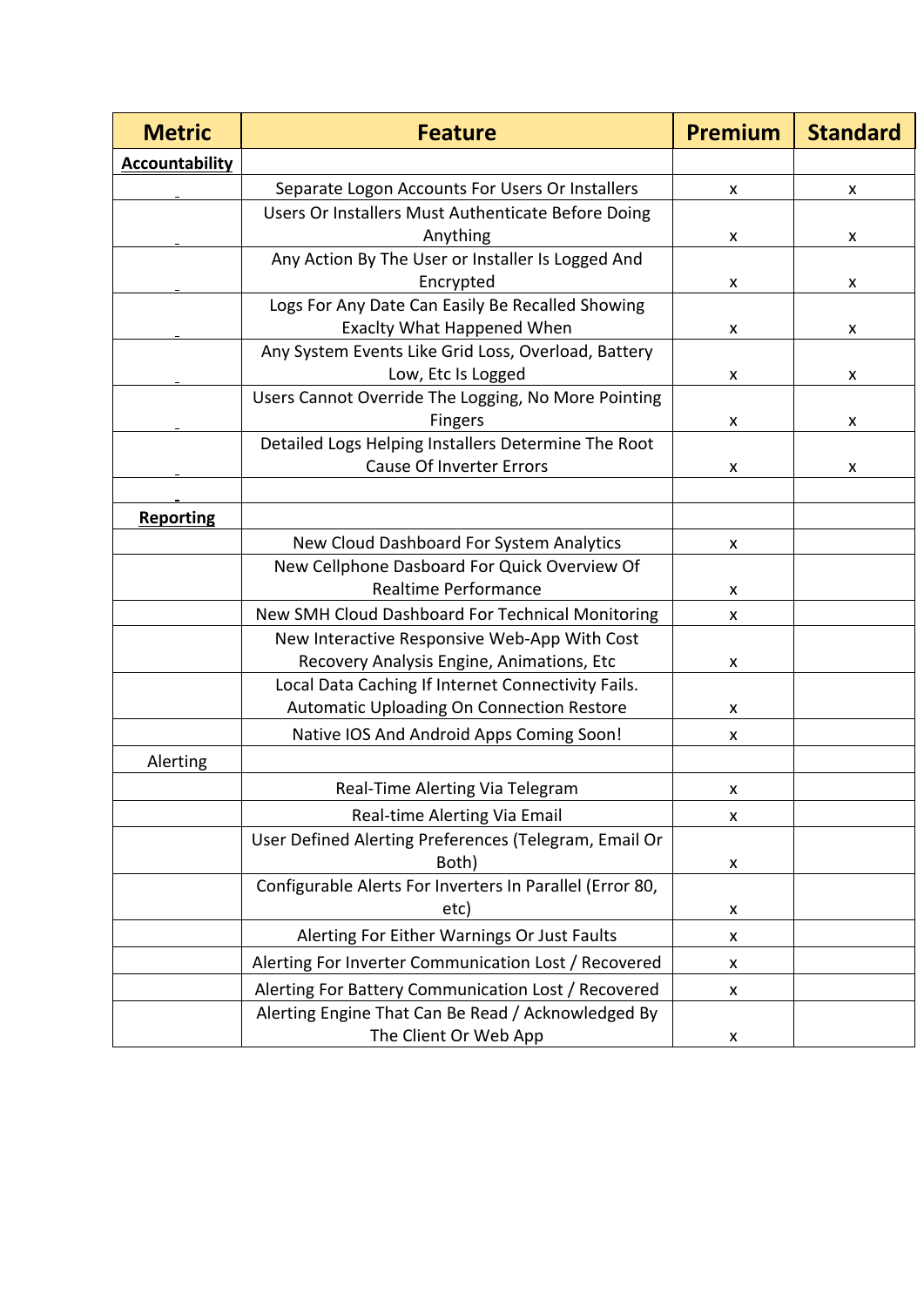| Metric | Feature | Premium | Standard |
|---|---|---|---|
| **Accountability** | | | |
| _ | Separate Logon Accounts For Users Or Installers | x | x |
| _ | Users Or Installers Must Authenticate Before Doing Anything | x | x |
| _ | Any Action By The User or Installer Is Logged And Encrypted | x | x |
| _ | Logs For Any Date Can Easily Be Recalled Showing Exaclty What Happened When | x | x |
| _ | Any System Events Like Grid Loss, Overload, Battery Low, Etc Is Logged | x | x |
| _ | Users Cannot Override The Logging, No More Pointing Fingers | x | x |
| _ | Detailed Logs Helping Installers Determine The Root Cause Of Inverter Errors | x | x |
| _ | | | |
| **Reporting** | | | |
| | New Cloud Dashboard For System Analytics | x | |
| | New Cellphone Dasboard For Quick Overview Of Realtime Performance | x | |
| | New SMH Cloud Dashboard For Technical Monitoring | x | |
| | New Interactive Responsive Web-App With Cost Recovery Analysis Engine, Animations, Etc | x | |
| | Local Data Caching If Internet Connectivity Fails. Automatic Uploading On Connection Restore | x | |
| | Native IOS And Android Apps Coming Soon! | x | |
| Alerting | | | |
| | Real-Time Alerting Via Telegram | x | |
| | Real-time Alerting Via Email | x | |
| | User Defined Alerting Preferences (Telegram, Email Or Both) | x | |
| | Configurable Alerts For Inverters In Parallel (Error 80, etc) | x | |
| | Alerting For Either Warnings Or Just Faults | x | |
| | Alerting For Inverter Communication Lost / Recovered | x | |
| | Alerting For Battery Communication Lost / Recovered | x | |
| | Alerting Engine That Can Be Read / Acknowledged By The Client Or Web App | x | |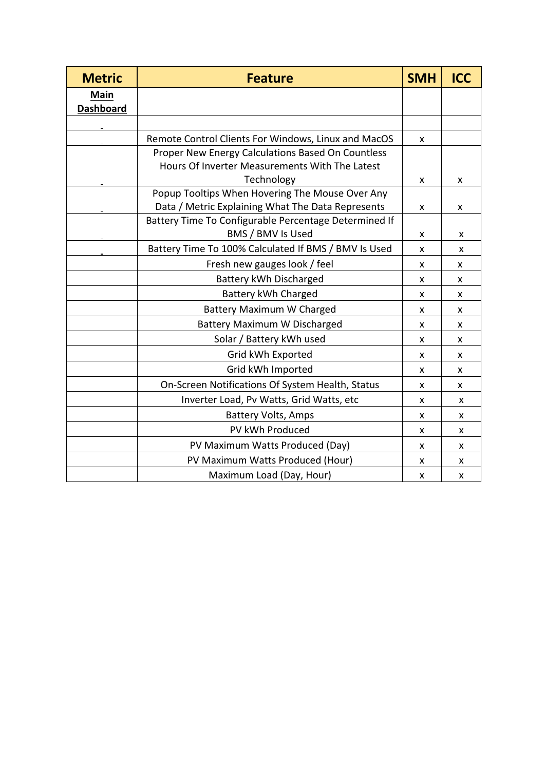| Metric | Feature | SMH | ICC |
|---|---|---|---|
| **Main Dashboard** | | | |
| _ | | | |
| _ | Remote Control Clients For Windows, Linux and MacOS | x | |
| _ | Proper New Energy Calculations Based On Countless Hours Of Inverter Measurements With The Latest Technology | x | x |
| _ | Popup Tooltips When Hovering The Mouse Over Any Data / Metric Explaining What The Data Represents | x | x |
| _ | Battery Time To Configurable Percentage Determined If BMS / BMV Is Used | x | x |
| _ | Battery Time To 100% Calculated If BMS / BMV Is Used | x | x |
| | Fresh new gauges look / feel | x | x |
| | Battery kWh Discharged | x | x |
| | Battery kWh Charged | x | x |
| | Battery Maximum W Charged | x | x |
| | Battery Maximum W Discharged | x | x |
| | Solar / Battery kWh used | x | x |
| | Grid kWh Exported | x | x |
| | Grid kWh Imported | x | x |
| | On-Screen Notifications Of System Health, Status | x | x |
| | Inverter Load, Pv Watts, Grid Watts, etc | x | x |
| | Battery Volts, Amps | x | x |
| | PV kWh Produced | x | x |
| | PV Maximum Watts Produced (Day) | x | x |
| | PV Maximum Watts Produced (Hour) | x | x |
| | Maximum Load (Day, Hour) | x | x |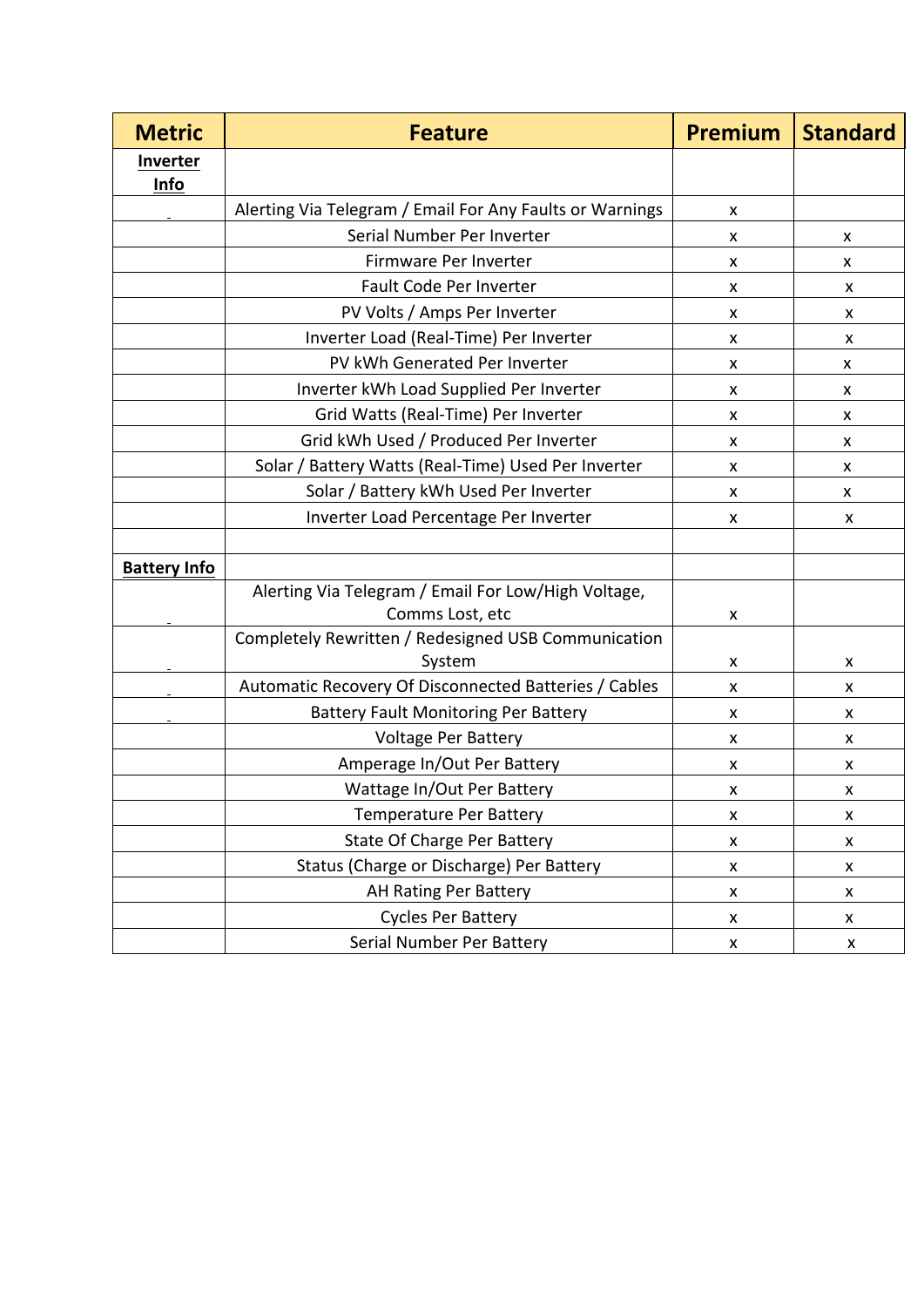| Metric | Feature | Premium | Standard |
|---|---|---|---|
| **Inverter Info** | | | |
| | Alerting Via Telegram / Email For Any Faults or Warnings | x | |
| | Serial Number Per Inverter | x | x |
| | Firmware Per Inverter | x | x |
| | Fault Code Per Inverter | x | x |
| | PV Volts / Amps Per Inverter | x | x |
| | Inverter Load (Real-Time) Per Inverter | x | x |
| | PV kWh Generated Per Inverter | x | x |
| | Inverter kWh Load Supplied Per Inverter | x | x |
| | Grid Watts (Real-Time) Per Inverter | x | x |
| | Grid kWh Used / Produced Per Inverter | x | x |
| | Solar / Battery Watts (Real-Time) Used Per Inverter | x | x |
| | Solar / Battery kWh Used Per Inverter | x | x |
| | Inverter Load Percentage Per Inverter | x | x |
| | | | |
| **Battery Info** | | | |
| | Alerting Via Telegram / Email For Low/High Voltage, Comms Lost, etc | x | |
| | Completely Rewritten / Redesigned USB Communication System | x | x |
| | Automatic Recovery Of Disconnected Batteries / Cables | x | x |
| | Battery Fault Monitoring Per Battery | x | x |
| | Voltage Per Battery | x | x |
| | Amperage In/Out Per Battery | x | x |
| | Wattage In/Out Per Battery | x | x |
| | Temperature Per Battery | x | x |
| | State Of Charge Per Battery | x | x |
| | Status (Charge or Discharge) Per Battery | x | x |
| | AH Rating Per Battery | x | x |
| | Cycles Per Battery | x | x |
| | Serial Number Per Battery | x | x |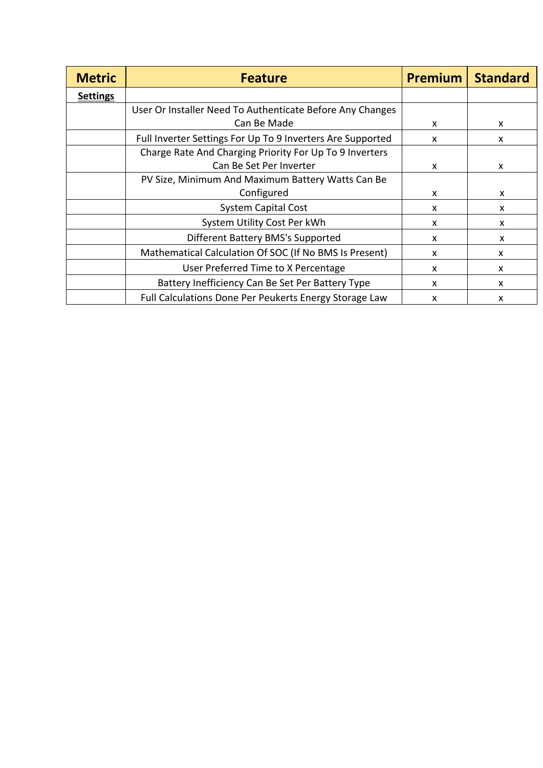| Metric | Feature | Premium | Standard |
|---|---|---|---|
| **Settings** | | | |
| | User Or Installer Need To Authenticate Before Any Changes Can Be Made | x | x |
| | Full Inverter Settings For Up To 9 Inverters Are Supported | x | x |
| | Charge Rate And Charging Priority For Up To 9 Inverters Can Be Set Per Inverter | x | x |
| | PV Size, Minimum And Maximum Battery Watts Can Be Configured | x | x |
| | System Capital Cost | x | x |
| | System Utility Cost Per kWh | x | x |
| | Different Battery BMS's Supported | x | x |
| | Mathematical Calculation Of SOC (If No BMS Is Present) | x | x |
| | User Preferred Time to X Percentage | x | x |
| | Battery Inefficiency Can Be Set Per Battery Type | x | x |
| | Full Calculations Done Per Peukerts Energy Storage Law | x | x |